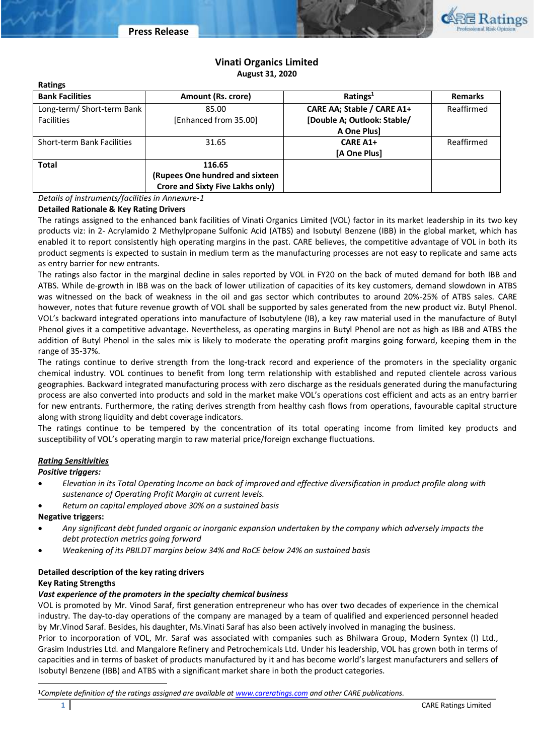# Vinati Organics Limited

**August 31, 2020**

**Ratings**

| Bank Facilities | Amount (Rs. crore) | Ratings[1] | Remarks |
|---|---|---|---|
| Long-term/ Short-term Bank Facilities | 85.00 [Enhanced from 35.00] | **CARE AA; Stable / CARE A1+ [Double A; Outlook: Stable/ A One Plus]** | Reaffirmed |
| Short-term Bank Facilities | 31.65 | **CARE A1+ [A One Plus]** | Reaffirmed |
| **Total** | **116.65 (Rupees One hundred and sixteen Crore and Sixty Five Lakhs only)** | | |

*Details of instruments/facilities in Annexure-1*

**Detailed Rationale & Key Rating Drivers**

The ratings assigned to the enhanced bank facilities of Vinati Organics Limited (VOL) factor in its market leadership in its two key products viz: in 2- Acrylamido 2 Methylpropane Sulfonic Acid (ATBS) and Isobutyl Benzene (IBB) in the global market, which has enabled it to report consistently high operating margins in the past. CARE believes, the competitive advantage of VOL in both its product segments is expected to sustain in medium term as the manufacturing processes are not easy to replicate and same acts as entry barrier for new entrants.

The ratings also factor in the marginal decline in sales reported by VOL in FY20 on the back of muted demand for both IBB and ATBS. While de-growth in IBB was on the back of lower utilization of capacities of its key customers, demand slowdown in ATBS was witnessed on the back of weakness in the oil and gas sector which contributes to around 20%-25% of ATBS sales. CARE however, notes that future revenue growth of VOL shall be supported by sales generated from the new product viz. Butyl Phenol. VOL's backward integrated operations into manufacture of Isobutylene (IB), a key raw material used in the manufacture of Butyl Phenol gives it a competitive advantage. Nevertheless, as operating margins in Butyl Phenol are not as high as IBB and ATBS the addition of Butyl Phenol in the sales mix is likely to moderate the operating profit margins going forward, keeping them in the range of 35-37%.

The ratings continue to derive strength from the long-track record and experience of the promoters in the speciality organic chemical industry. VOL continues to benefit from long term relationship with established and reputed clientele across various geographies. Backward integrated manufacturing process with zero discharge as the residuals generated during the manufacturing process are also converted into products and sold in the market make VOL's operations cost efficient and acts as an entry barrier for new entrants. Furthermore, the rating derives strength from healthy cash flows from operations, favourable capital structure along with strong liquidity and debt coverage indicators.

The ratings continue to be tempered by the concentration of its total operating income from limited key products and susceptibility of VOL's operating margin to raw material price/foreign exchange fluctuations.

***Rating Sensitivities***

***Positive triggers:***

- *Elevation in its Total Operating Income on back of improved and effective diversification in product profile along with sustenance of Operating Profit Margin at current levels.*
- *Return on capital employed above 30% on a sustained basis*

**Negative triggers:**

- *Any significant debt funded organic or inorganic expansion undertaken by the company which adversely impacts the debt protection metrics going forward*
- *Weakening of its PBILDT margins below 34% and RoCE below 24% on sustained basis*

**Detailed description of the key rating drivers**

**Key Rating Strengths**

***Vast experience of the promoters in the specialty chemical business***

VOL is promoted by Mr. Vinod Saraf, first generation entrepreneur who has over two decades of experience in the chemical industry. The day-to-day operations of the company are managed by a team of qualified and experienced personnel headed by Mr.Vinod Saraf. Besides, his daughter, Ms.Vinati Saraf has also been actively involved in managing the business.

Prior to incorporation of VOL, Mr. Saraf was associated with companies such as Bhilwara Group, Modern Syntex (I) Ltd., Grasim Industries Ltd. and Mangalore Refinery and Petrochemicals Ltd. Under his leadership, VOL has grown both in terms of capacities and in terms of basket of products manufactured by it and has become world's largest manufacturers and sellers of Isobutyl Benzene (IBB) and ATBS with a significant market share in both the product categories.

[1]*Complete definition of the ratings assigned are available at www.careratings.com and other CARE publications.*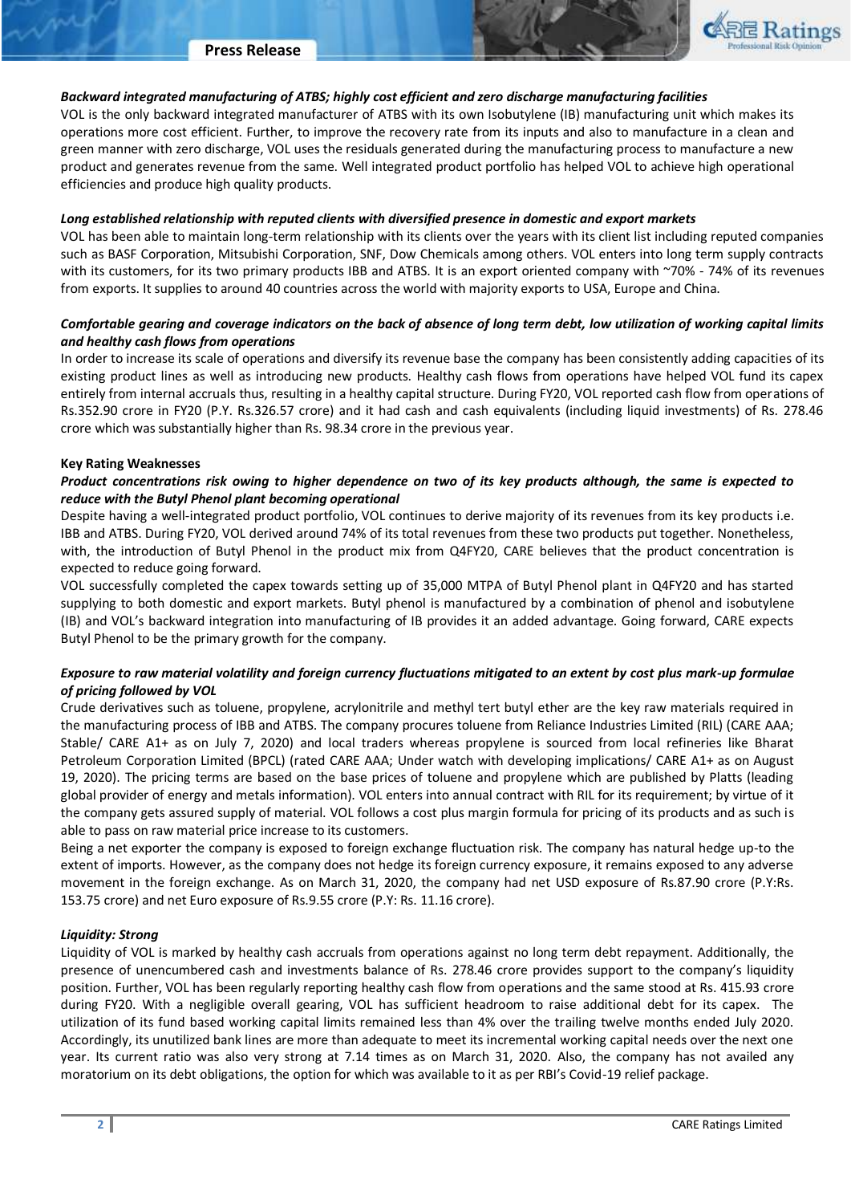***Backward integrated manufacturing of ATBS; highly cost efficient and zero discharge manufacturing facilities***

VOL is the only backward integrated manufacturer of ATBS with its own Isobutylene (IB) manufacturing unit which makes its operations more cost efficient. Further, to improve the recovery rate from its inputs and also to manufacture in a clean and green manner with zero discharge, VOL uses the residuals generated during the manufacturing process to manufacture a new product and generates revenue from the same. Well integrated product portfolio has helped VOL to achieve high operational efficiencies and produce high quality products.

***Long established relationship with reputed clients with diversified presence in domestic and export markets***

VOL has been able to maintain long-term relationship with its clients over the years with its client list including reputed companies such as BASF Corporation, Mitsubishi Corporation, SNF, Dow Chemicals among others. VOL enters into long term supply contracts with its customers, for its two primary products IBB and ATBS. It is an export oriented company with ~70% - 74% of its revenues from exports. It supplies to around 40 countries across the world with majority exports to USA, Europe and China.

***Comfortable gearing and coverage indicators on the back of absence of long term debt, low utilization of working capital limits and healthy cash flows from operations***

In order to increase its scale of operations and diversify its revenue base the company has been consistently adding capacities of its existing product lines as well as introducing new products. Healthy cash flows from operations have helped VOL fund its capex entirely from internal accruals thus, resulting in a healthy capital structure. During FY20, VOL reported cash flow from operations of Rs.352.90 crore in FY20 (P.Y. Rs.326.57 crore) and it had cash and cash equivalents (including liquid investments) of Rs. 278.46 crore which was substantially higher than Rs. 98.34 crore in the previous year.

**Key Rating Weaknesses**

***Product concentrations risk owing to higher dependence on two of its key products although, the same is expected to reduce with the Butyl Phenol plant becoming operational***

Despite having a well-integrated product portfolio, VOL continues to derive majority of its revenues from its key products i.e. IBB and ATBS. During FY20, VOL derived around 74% of its total revenues from these two products put together. Nonetheless, with, the introduction of Butyl Phenol in the product mix from Q4FY20, CARE believes that the product concentration is expected to reduce going forward.

VOL successfully completed the capex towards setting up of 35,000 MTPA of Butyl Phenol plant in Q4FY20 and has started supplying to both domestic and export markets. Butyl phenol is manufactured by a combination of phenol and isobutylene (IB) and VOL's backward integration into manufacturing of IB provides it an added advantage. Going forward, CARE expects Butyl Phenol to be the primary growth for the company.

***Exposure to raw material volatility and foreign currency fluctuations mitigated to an extent by cost plus mark-up formulae of pricing followed by VOL***

Crude derivatives such as toluene, propylene, acrylonitrile and methyl tert butyl ether are the key raw materials required in the manufacturing process of IBB and ATBS. The company procures toluene from Reliance Industries Limited (RIL) (CARE AAA; Stable/ CARE A1+ as on July 7, 2020) and local traders whereas propylene is sourced from local refineries like Bharat Petroleum Corporation Limited (BPCL) (rated CARE AAA; Under watch with developing implications/ CARE A1+ as on August 19, 2020). The pricing terms are based on the base prices of toluene and propylene which are published by Platts (leading global provider of energy and metals information). VOL enters into annual contract with RIL for its requirement; by virtue of it the company gets assured supply of material. VOL follows a cost plus margin formula for pricing of its products and as such is able to pass on raw material price increase to its customers.

Being a net exporter the company is exposed to foreign exchange fluctuation risk. The company has natural hedge up-to the extent of imports. However, as the company does not hedge its foreign currency exposure, it remains exposed to any adverse movement in the foreign exchange. As on March 31, 2020, the company had net USD exposure of Rs.87.90 crore (P.Y:Rs. 153.75 crore) and net Euro exposure of Rs.9.55 crore (P.Y: Rs. 11.16 crore).

***Liquidity: Strong***

Liquidity of VOL is marked by healthy cash accruals from operations against no long term debt repayment. Additionally, the presence of unencumbered cash and investments balance of Rs. 278.46 crore provides support to the company's liquidity position. Further, VOL has been regularly reporting healthy cash flow from operations and the same stood at Rs. 415.93 crore during FY20. With a negligible overall gearing, VOL has sufficient headroom to raise additional debt for its capex. The utilization of its fund based working capital limits remained less than 4% over the trailing twelve months ended July 2020. Accordingly, its unutilized bank lines are more than adequate to meet its incremental working capital needs over the next one year. Its current ratio was also very strong at 7.14 times as on March 31, 2020. Also, the company has not availed any moratorium on its debt obligations, the option for which was available to it as per RBI's Covid-19 relief package.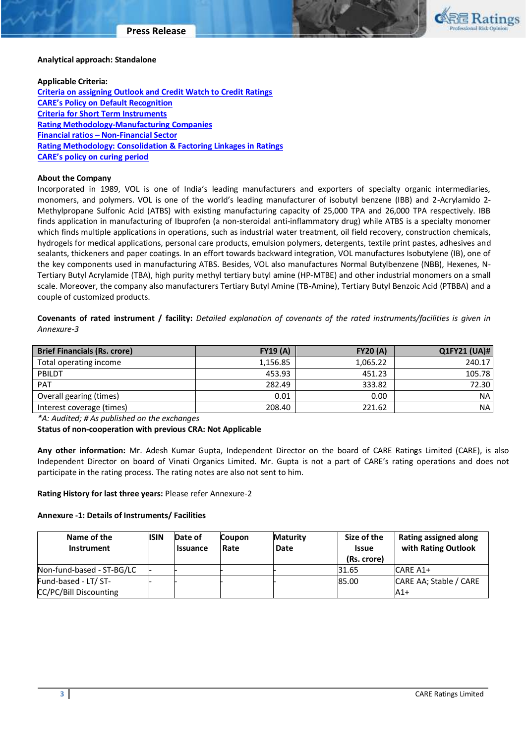**Analytical approach: Standalone**

**Applicable Criteria:**
[Criteria on assigning Outlook and Credit Watch to Credit Ratings](#)
[CARE's Policy on Default Recognition](#)
[Criteria for Short Term Instruments](#)
[Rating Methodology-Manufacturing Companies](#)
[Financial ratios – Non-Financial Sector](#)
[Rating Methodology: Consolidation & Factoring Linkages in Ratings](#)
[CARE's policy on curing period](#)

**About the Company**

Incorporated in 1989, VOL is one of India's leading manufacturers and exporters of specialty organic intermediaries, monomers, and polymers. VOL is one of the world's leading manufacturer of isobutyl benzene (IBB) and 2-Acrylamido 2-Methylpropane Sulfonic Acid (ATBS) with existing manufacturing capacity of 25,000 TPA and 26,000 TPA respectively. IBB finds application in manufacturing of Ibuprofen (a non-steroidal anti-inflammatory drug) while ATBS is a specialty monomer which finds multiple applications in operations, such as industrial water treatment, oil field recovery, construction chemicals, hydrogels for medical applications, personal care products, emulsion polymers, detergents, textile print pastes, adhesives and sealants, thickeners and paper coatings. In an effort towards backward integration, VOL manufactures Isobutylene (IB), one of the key components used in manufacturing ATBS. Besides, VOL also manufactures Normal Butylbenzene (NBB), Hexenes, N-Tertiary Butyl Acrylamide (TBA), high purity methyl tertiary butyl amine (HP-MTBE) and other industrial monomers on a small scale. Moreover, the company also manufacturers Tertiary Butyl Amine (TB-Amine), Tertiary Butyl Benzoic Acid (PTBBA) and a couple of customized products.

**Covenants of rated instrument / facility:** *Detailed explanation of covenants of the rated instruments/facilities is given in Annexure-3*

| Brief Financials (Rs. crore) | FY19 (A) | FY20 (A) | Q1FY21 (UA)# |
|---|---|---|---|
| Total operating income | 1,156.85 | 1,065.22 | 240.17 |
| PBILDT | 453.93 | 451.23 | 105.78 |
| PAT | 282.49 | 333.82 | 72.30 |
| Overall gearing (times) | 0.01 | 0.00 | NA |
| Interest coverage (times) | 208.40 | 221.62 | NA |

*\*A: Audited; # As published on the exchanges*

**Status of non-cooperation with previous CRA: Not Applicable**

**Any other information:** Mr. Adesh Kumar Gupta, Independent Director on the board of CARE Ratings Limited (CARE), is also Independent Director on board of Vinati Organics Limited. Mr. Gupta is not a part of CARE's rating operations and does not participate in the rating process. The rating notes are also not sent to him.

**Rating History for last three years:** Please refer Annexure-2

**Annexure -1: Details of Instruments/ Facilities**

| Name of the Instrument | ISIN | Date of Issuance | Coupon Rate | Maturity Date | Size of the Issue (Rs. crore) | Rating assigned along with Rating Outlook |
|---|---|---|---|---|---|---|
| Non-fund-based - ST-BG/LC | - | - | - | - | 31.65 | CARE A1+ |
| Fund-based - LT/ ST-CC/PC/Bill Discounting | - | - | - | - | 85.00 | CARE AA; Stable / CARE A1+ |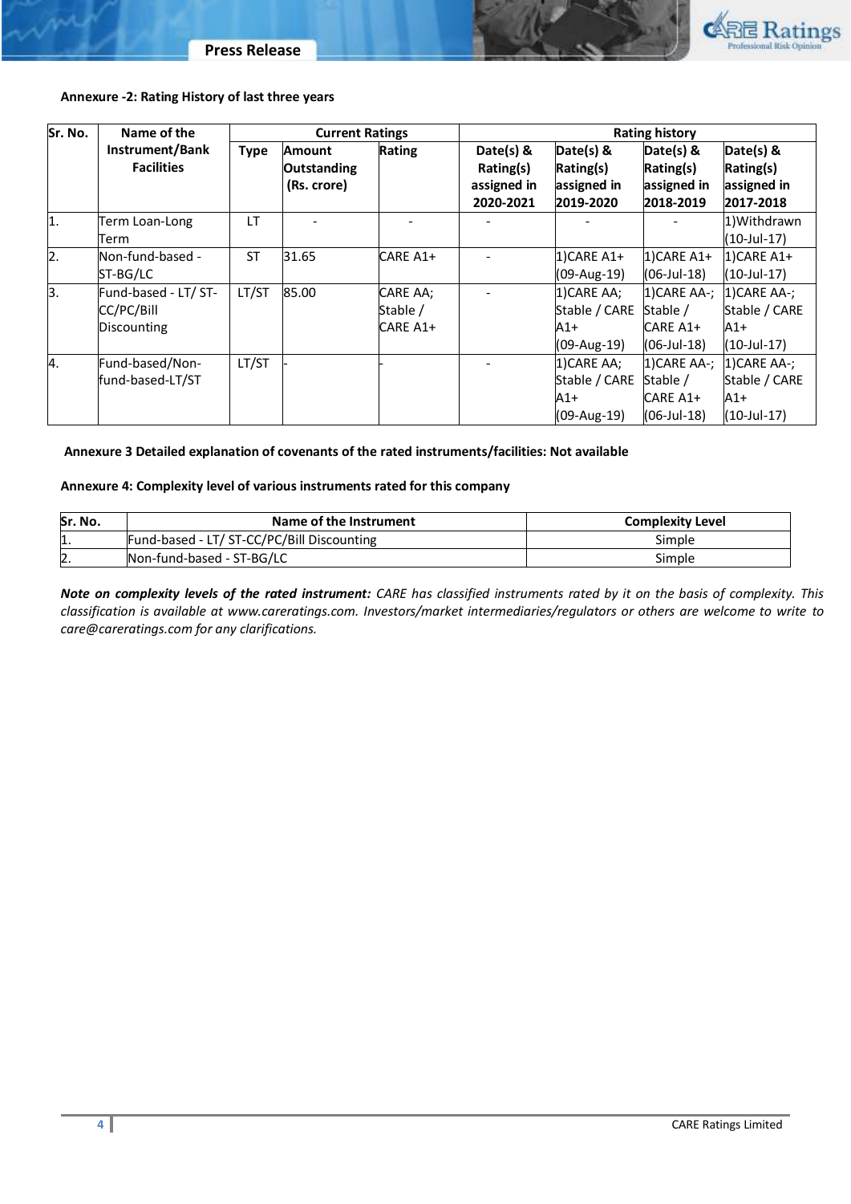**Annexure -2: Rating History of last three years**

| Sr. No. | Name of the Instrument/Bank Facilities | Current Ratings | | | Rating history | | | |
|---|---|---|---|---|---|---|---|---|
| | | Type | Amount Outstanding (Rs. crore) | Rating | Date(s) & Rating(s) assigned in 2020-2021 | Date(s) & Rating(s) assigned in 2019-2020 | Date(s) & Rating(s) assigned in 2018-2019 | Date(s) & Rating(s) assigned in 2017-2018 |
| 1. | Term Loan-Long Term | LT | - | - | - | - | - | 1)Withdrawn (10-Jul-17) |
| 2. | Non-fund-based - ST-BG/LC | ST | 31.65 | CARE A1+ | - | 1)CARE A1+ (09-Aug-19) | 1)CARE A1+ (06-Jul-18) | 1)CARE A1+ (10-Jul-17) |
| 3. | Fund-based - LT/ ST-CC/PC/Bill Discounting | LT/ST | 85.00 | CARE AA; Stable / CARE A1+ | - | 1)CARE AA; Stable / CARE A1+ (09-Aug-19) | 1)CARE AA-; Stable / CARE A1+ (06-Jul-18) | 1)CARE AA-; Stable / CARE A1+ (10-Jul-17) |
| 4. | Fund-based/Non-fund-based-LT/ST | LT/ST | - | - | - | 1)CARE AA; Stable / CARE A1+ (09-Aug-19) | 1)CARE AA-; Stable / CARE A1+ (06-Jul-18) | 1)CARE AA-; Stable / CARE A1+ (10-Jul-17) |

**Annexure 3 Detailed explanation of covenants of the rated instruments/facilities: Not available**

**Annexure 4: Complexity level of various instruments rated for this company**

| Sr. No. | Name of the Instrument | Complexity Level |
|---|---|---|
| 1. | Fund-based - LT/ ST-CC/PC/Bill Discounting | Simple |
| 2. | Non-fund-based - ST-BG/LC | Simple |

***Note on complexity levels of the rated instrument:*** *CARE has classified instruments rated by it on the basis of complexity. This classification is available at www.careratings.com. Investors/market intermediaries/regulators or others are welcome to write to care@careratings.com for any clarifications.*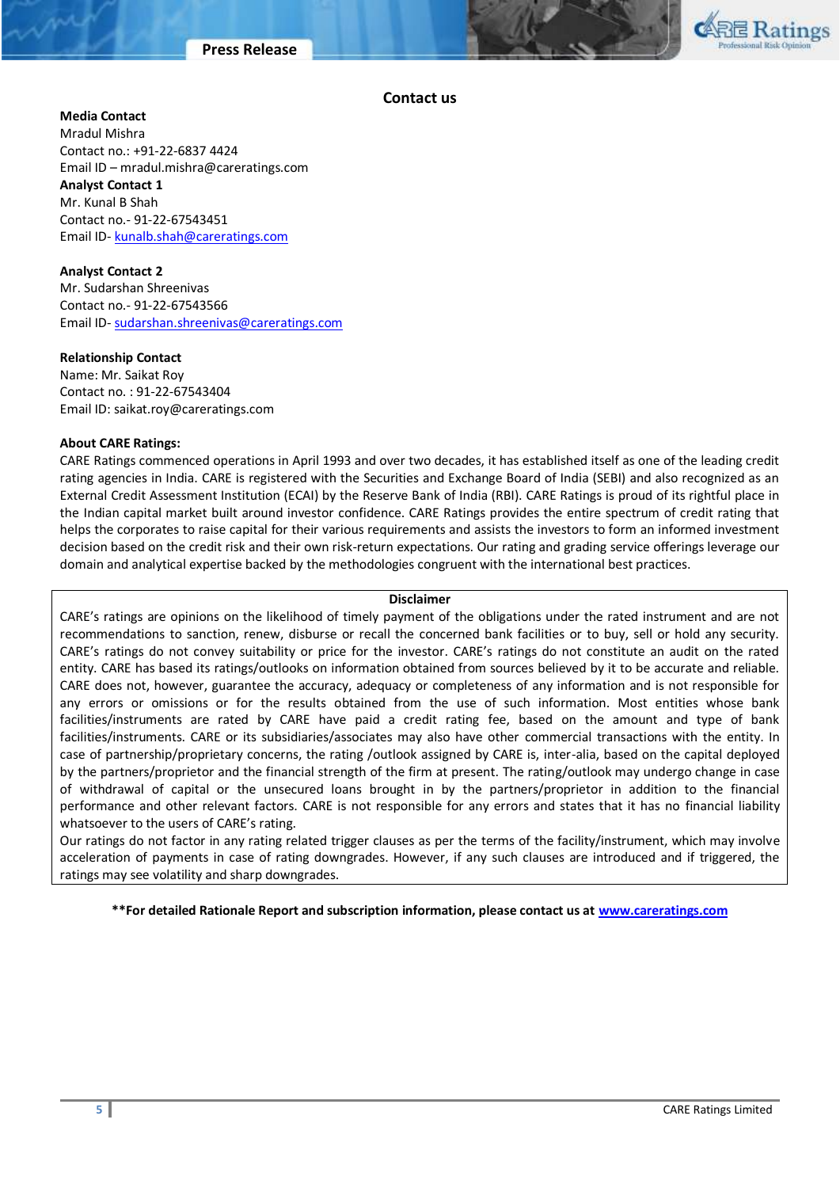## Contact us

**Media Contact**
Mradul Mishra
Contact no.: +91-22-6837 4424
Email ID – mradul.mishra@careratings.com

**Analyst Contact 1**
Mr. Kunal B Shah
Contact no.- 91-22-67543451
Email ID- kunalb.shah@careratings.com

**Analyst Contact 2**
Mr. Sudarshan Shreenivas
Contact no.- 91-22-67543566
Email ID- sudarshan.shreenivas@careratings.com

**Relationship Contact**
Name: Mr. Saikat Roy
Contact no. : 91-22-67543404
Email ID: saikat.roy@careratings.com

**About CARE Ratings:**

CARE Ratings commenced operations in April 1993 and over two decades, it has established itself as one of the leading credit rating agencies in India. CARE is registered with the Securities and Exchange Board of India (SEBI) and also recognized as an External Credit Assessment Institution (ECAI) by the Reserve Bank of India (RBI). CARE Ratings is proud of its rightful place in the Indian capital market built around investor confidence. CARE Ratings provides the entire spectrum of credit rating that helps the corporates to raise capital for their various requirements and assists the investors to form an informed investment decision based on the credit risk and their own risk-return expectations. Our rating and grading service offerings leverage our domain and analytical expertise backed by the methodologies congruent with the international best practices.

**Disclaimer**

CARE's ratings are opinions on the likelihood of timely payment of the obligations under the rated instrument and are not recommendations to sanction, renew, disburse or recall the concerned bank facilities or to buy, sell or hold any security. CARE's ratings do not convey suitability or price for the investor. CARE's ratings do not constitute an audit on the rated entity. CARE has based its ratings/outlooks on information obtained from sources believed by it to be accurate and reliable. CARE does not, however, guarantee the accuracy, adequacy or completeness of any information and is not responsible for any errors or omissions or for the results obtained from the use of such information. Most entities whose bank facilities/instruments are rated by CARE have paid a credit rating fee, based on the amount and type of bank facilities/instruments. CARE or its subsidiaries/associates may also have other commercial transactions with the entity. In case of partnership/proprietary concerns, the rating /outlook assigned by CARE is, inter-alia, based on the capital deployed by the partners/proprietor and the financial strength of the firm at present. The rating/outlook may undergo change in case of withdrawal of capital or the unsecured loans brought in by the partners/proprietor in addition to the financial performance and other relevant factors. CARE is not responsible for any errors and states that it has no financial liability whatsoever to the users of CARE's rating.

Our ratings do not factor in any rating related trigger clauses as per the terms of the facility/instrument, which may involve acceleration of payments in case of rating downgrades. However, if any such clauses are introduced and if triggered, the ratings may see volatility and sharp downgrades.

**\*\*For detailed Rationale Report and subscription information, please contact us at www.careratings.com**